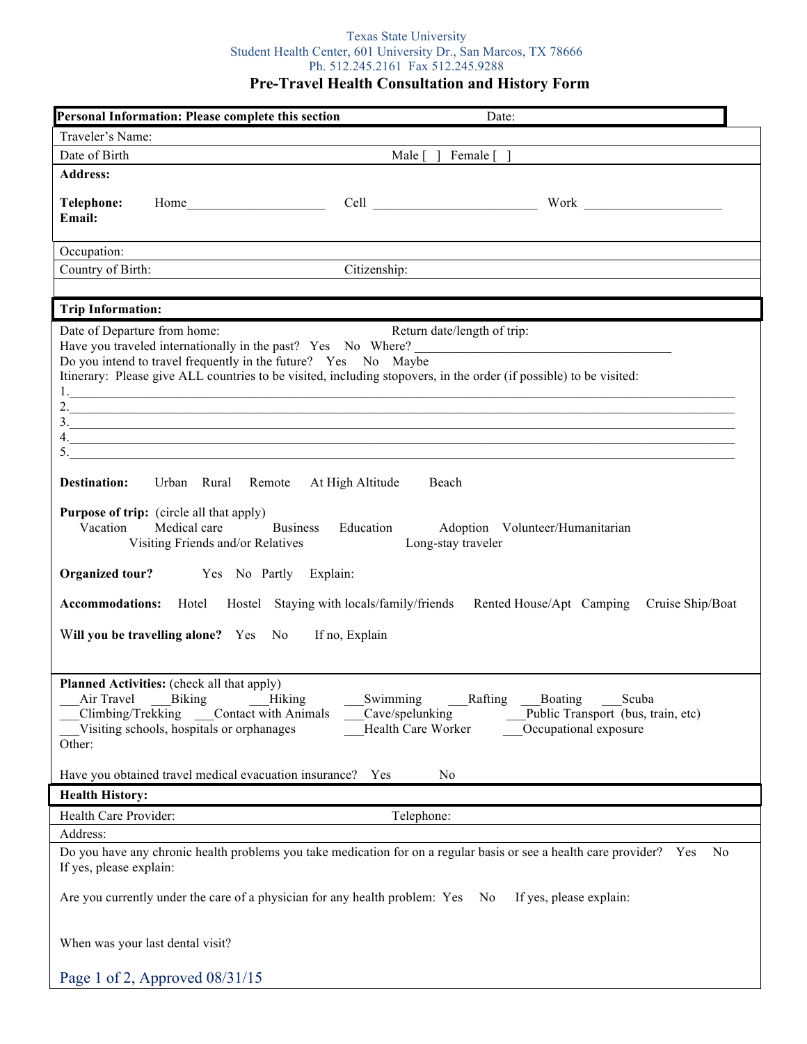Texas State University
Student Health Center, 601 University Dr., San Marcos, TX 78666
Ph. 512.245.2161 Fax 512.245.9288

# Pre-Travel Health Consultation and History Form

**Personal Information: Please complete this section** Date:

Traveler's Name:

Date of Birth Male [ ] Female [ ]

**Address:**

**Telephone:** Home____________________ Cell ________________________ Work ____________________

**Email:**

Occupation:

Country of Birth: Citizenship:

**Trip Information:**

Date of Departure from home: Return date/length of trip:

Have you traveled internationally in the past? Yes No Where? ____________________________________

Do you intend to travel frequently in the future? Yes No Maybe

Itinerary: Please give ALL countries to be visited, including stopovers, in the order (if possible) to be visited:

1.________________________________________________________________________________________
2.________________________________________________________________________________________
3.________________________________________________________________________________________
4.________________________________________________________________________________________
5.________________________________________________________________________________________

**Destination:** Urban Rural Remote At High Altitude Beach

**Purpose of trip:** (circle all that apply)
Vacation Medical care Business Education Adoption Volunteer/Humanitarian
Visiting Friends and/or Relatives Long-stay traveler

**Organized tour?** Yes No Partly Explain:

**Accommodations:** Hotel Hostel Staying with locals/family/friends Rented House/Apt Camping Cruise Ship/Boat

**Will you be travelling alone?** Yes No If no, Explain

**Planned Activities:** (check all that apply)
___Air Travel ___Biking ___Hiking ___Swimming ___Rafting ___Boating ___Scuba
___Climbing/Trekking ___Contact with Animals ___Cave/spelunking ___Public Transport (bus, train, etc)
___Visiting schools, hospitals or orphanages ___Health Care Worker ___Occupational exposure
Other:

Have you obtained travel medical evacuation insurance? Yes No

**Health History:**

Health Care Provider: Telephone:

Address:

Do you have any chronic health problems you take medication for on a regular basis or see a health care provider? Yes No
If yes, please explain:

Are you currently under the care of a physician for any health problem: Yes No If yes, please explain:

When was your last dental visit?

Approved 08/31/15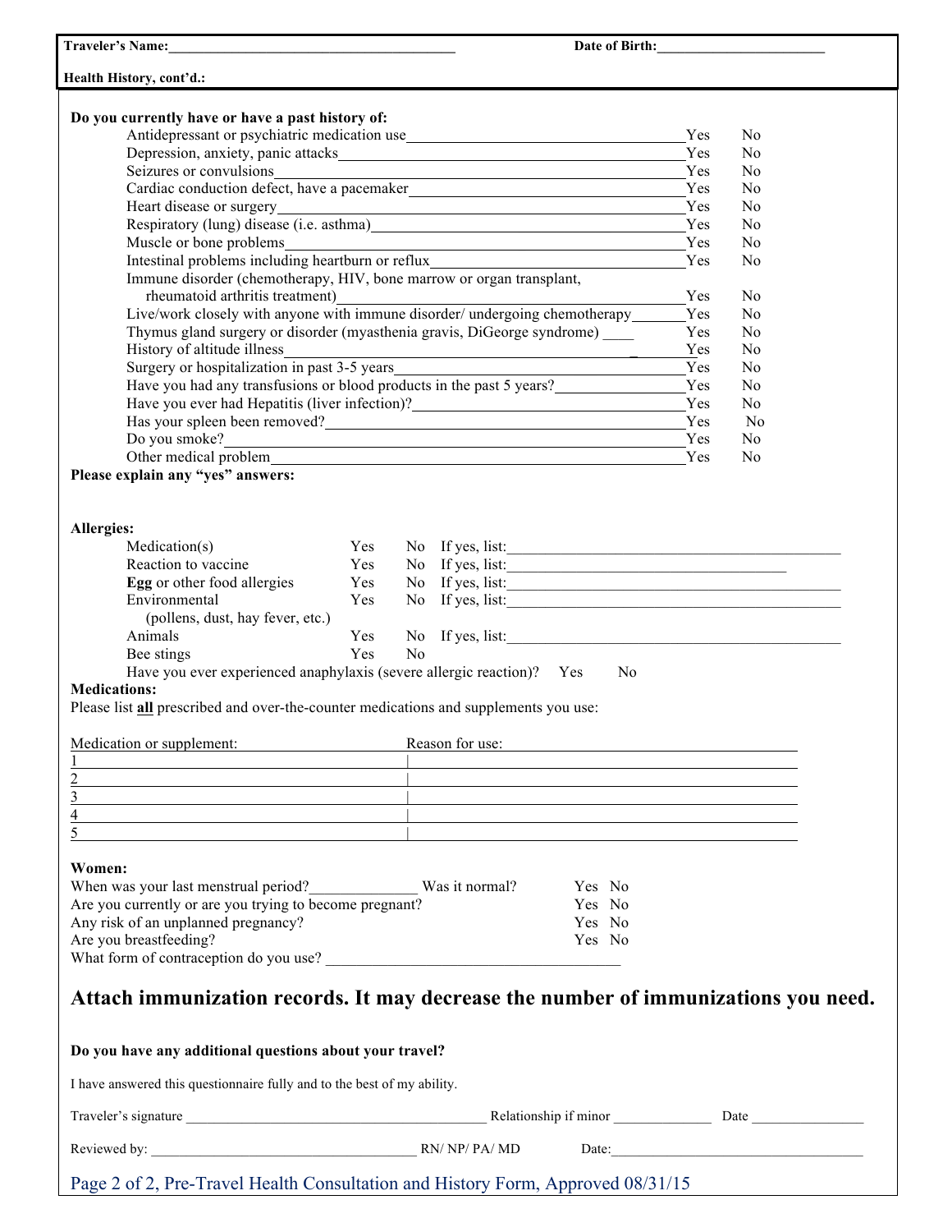**Traveler's Name:**\_\_\_\_\_\_\_\_\_\_\_\_\_\_\_\_\_\_\_\_\_\_\_\_\_\_\_\_\_\_\_\_\_\_\_\_\_\_\_\_ **Date of Birth:**\_\_\_\_\_\_\_\_\_\_\_\_\_\_\_\_\_\_\_\_\_\_\_\_

**Health History, cont'd.:**

**Do you currently have or have a past history of:**

| | | |
|---|---|---|
| Antidepressant or psychiatric medication use | Yes | No |
| Depression, anxiety, panic attacks | Yes | No |
| Seizures or convulsions | Yes | No |
| Cardiac conduction defect, have a pacemaker | Yes | No |
| Heart disease or surgery | Yes | No |
| Respiratory (lung) disease (i.e. asthma) | Yes | No |
| Muscle or bone problems | Yes | No |
| Intestinal problems including heartburn or reflux | Yes | No |
| Immune disorder (chemotherapy, HIV, bone marrow or organ transplant, rheumatoid arthritis treatment) | Yes | No |
| Live/work closely with anyone with immune disorder/ undergoing chemotherapy | Yes | No |
| Thymus gland surgery or disorder (myasthenia gravis, DiGeorge syndrome) | Yes | No |
| History of altitude illness | Yes | No |
| Surgery or hospitalization in past 3-5 years | Yes | No |
| Have you had any transfusions or blood products in the past 5 years? | Yes | No |
| Have you ever had Hepatitis (liver infection)? | Yes | No |
| Has your spleen been removed? | Yes | No |
| Do you smoke? | Yes | No |
| Other medical problem | Yes | No |

**Please explain any "yes" answers:**

**Allergies:**

| | | | |
|---|---|---|---|
| Medication(s) | Yes | No | If yes, list: |
| Reaction to vaccine | Yes | No | If yes, list: |
| **Egg** or other food allergies | Yes | No | If yes, list: |
| Environmental (pollens, dust, hay fever, etc.) | Yes | No | If yes, list: |
| Animals | Yes | No | If yes, list: |
| Bee stings | Yes | No | |

Have you ever experienced anaphylaxis (severe allergic reaction)? Yes No

**Medications:**

Please list **all** prescribed and over-the-counter medications and supplements you use:

| Medication or supplement: | Reason for use: |
|---|---|
| 1 | |
| 2 | |
| 3 | |
| 4 | |
| 5 | |

**Women:**

When was your last menstrual period?\_\_\_\_\_\_\_\_\_\_\_\_\_\_ Was it normal? Yes No

Are you currently or are you trying to become pregnant? Yes No

Any risk of an unplanned pregnancy? Yes No

Are you breastfeeding? Yes No

What form of contraception do you use? \_\_\_\_\_\_\_\_\_\_\_\_\_\_\_\_\_\_\_\_\_\_\_\_\_\_\_\_\_\_\_\_\_\_\_\_\_\_

## Attach immunization records. It may decrease the number of immunizations you need.

**Do you have any additional questions about your travel?**

I have answered this questionnaire fully and to the best of my ability.

Traveler's signature \_\_\_\_\_\_\_\_\_\_\_\_\_\_\_\_\_\_\_\_\_\_\_\_\_\_\_\_\_\_\_\_\_\_\_\_\_\_\_\_\_\_ Relationship if minor \_\_\_\_\_\_\_\_\_\_\_\_\_\_ Date \_\_\_\_\_\_\_\_\_\_\_\_\_\_\_\_

Reviewed by: \_\_\_\_\_\_\_\_\_\_\_\_\_\_\_\_\_\_\_\_\_\_\_\_\_\_\_\_\_\_\_\_\_\_\_\_\_\_ RN/ NP/ PA/ MD Date:\_\_\_\_\_\_\_\_\_\_\_\_\_\_\_\_\_\_\_\_\_\_\_\_\_\_\_\_\_\_\_\_\_\_\_\_\_\_